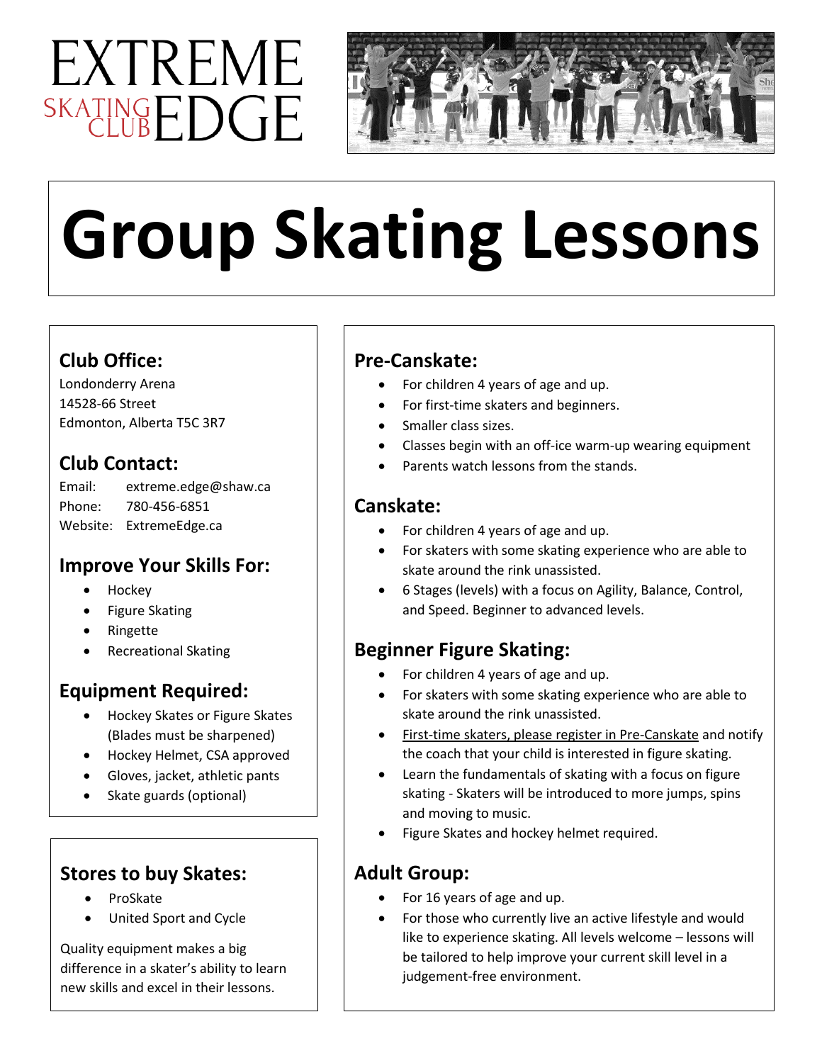EXTREME SKATING CLUB EDGE

# Group Skating Lessons

## Club Office:

Londonderry Arena
14528-66 Street
Edmonton, Alberta T5C 3R7

## Club Contact:

Email: extreme.edge@shaw.ca
Phone: 780-456-6851
Website: ExtremeEdge.ca

## Improve Your Skills For:

- Hockey
- Figure Skating
- Ringette
- Recreational Skating

## Equipment Required:

- Hockey Skates or Figure Skates (Blades must be sharpened)
- Hockey Helmet, CSA approved
- Gloves, jacket, athletic pants
- Skate guards (optional)

## Stores to buy Skates:

- ProSkate
- United Sport and Cycle

Quality equipment makes a big difference in a skater's ability to learn new skills and excel in their lessons.

## Pre-Canskate:

- For children 4 years of age and up.
- For first-time skaters and beginners.
- Smaller class sizes.
- Classes begin with an off-ice warm-up wearing equipment
- Parents watch lessons from the stands.

## Canskate:

- For children 4 years of age and up.
- For skaters with some skating experience who are able to skate around the rink unassisted.
- 6 Stages (levels) with a focus on Agility, Balance, Control, and Speed. Beginner to advanced levels.

## Beginner Figure Skating:

- For children 4 years of age and up.
- For skaters with some skating experience who are able to skate around the rink unassisted.
- First-time skaters, please register in Pre-Canskate and notify the coach that your child is interested in figure skating.
- Learn the fundamentals of skating with a focus on figure skating - Skaters will be introduced to more jumps, spins and moving to music.
- Figure Skates and hockey helmet required.

## Adult Group:

- For 16 years of age and up.
- For those who currently live an active lifestyle and would like to experience skating. All levels welcome – lessons will be tailored to help improve your current skill level in a judgement-free environment.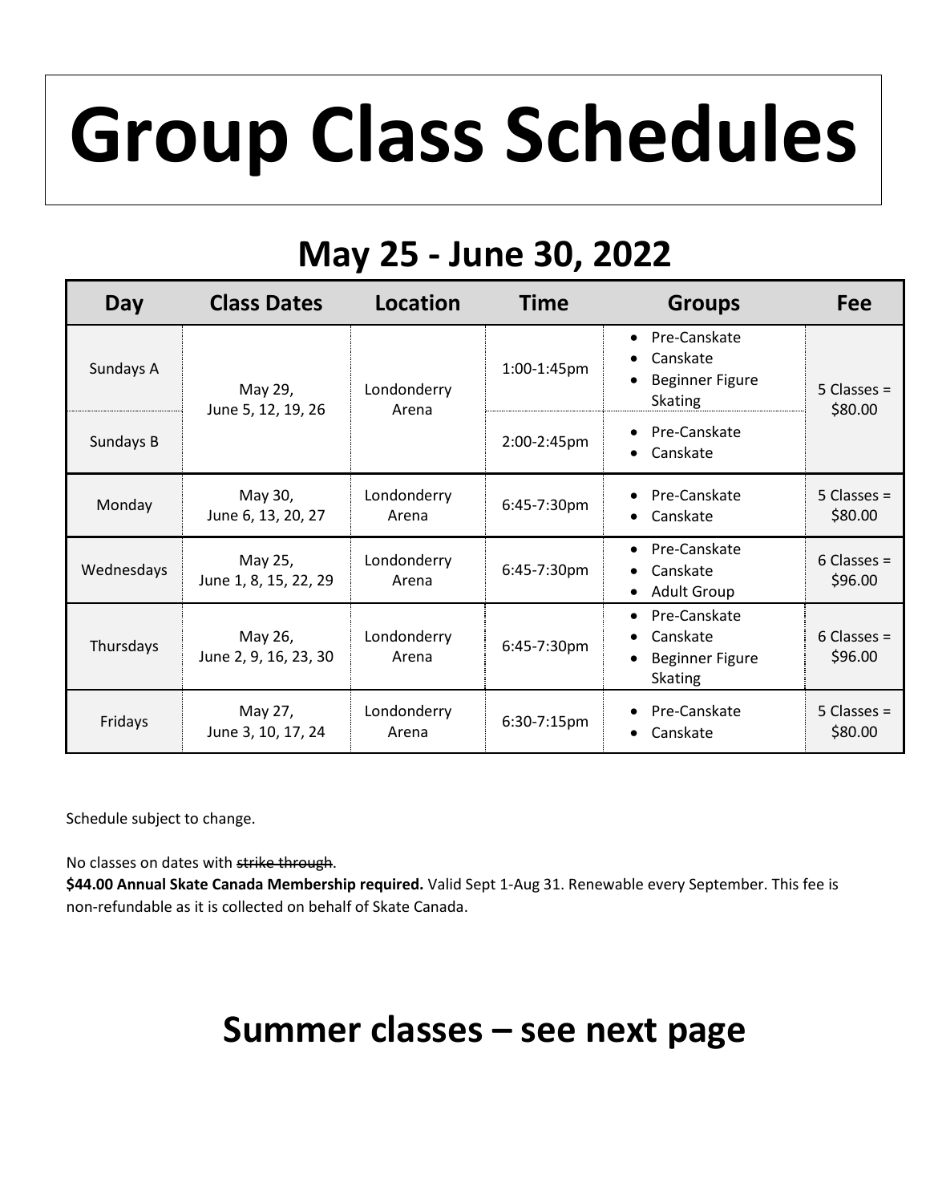# Group Class Schedules

## May 25 - June 30, 2022

| Day | Class Dates | Location | Time | Groups | Fee |
|---|---|---|---|---|---|
| Sundays A | May 29, June 5, 12, 19, 26 | Londonderry Arena | 1:00-1:45pm | • Pre-Canskate<br>• Canskate<br>• Beginner Figure Skating | 5 Classes = $80.00 |
| Sundays B | | | 2:00-2:45pm | • Pre-Canskate<br>• Canskate | |
| Monday | May 30, June 6, 13, 20, 27 | Londonderry Arena | 6:45-7:30pm | • Pre-Canskate<br>• Canskate | 5 Classes = $80.00 |
| Wednesdays | May 25, June 1, 8, 15, 22, 29 | Londonderry Arena | 6:45-7:30pm | • Pre-Canskate<br>• Canskate<br>• Adult Group | 6 Classes = $96.00 |
| Thursdays | May 26, June 2, 9, 16, 23, 30 | Londonderry Arena | 6:45-7:30pm | • Pre-Canskate<br>• Canskate<br>• Beginner Figure Skating | 6 Classes = $96.00 |
| Fridays | May 27, June 3, 10, 17, 24 | Londonderry Arena | 6:30-7:15pm | • Pre-Canskate<br>• Canskate | 5 Classes = $80.00 |

Schedule subject to change.

No classes on dates with ~~strike through~~.

**$44.00 Annual Skate Canada Membership required.** Valid Sept 1-Aug 31. Renewable every September. This fee is non-refundable as it is collected on behalf of Skate Canada.

## Summer classes – see next page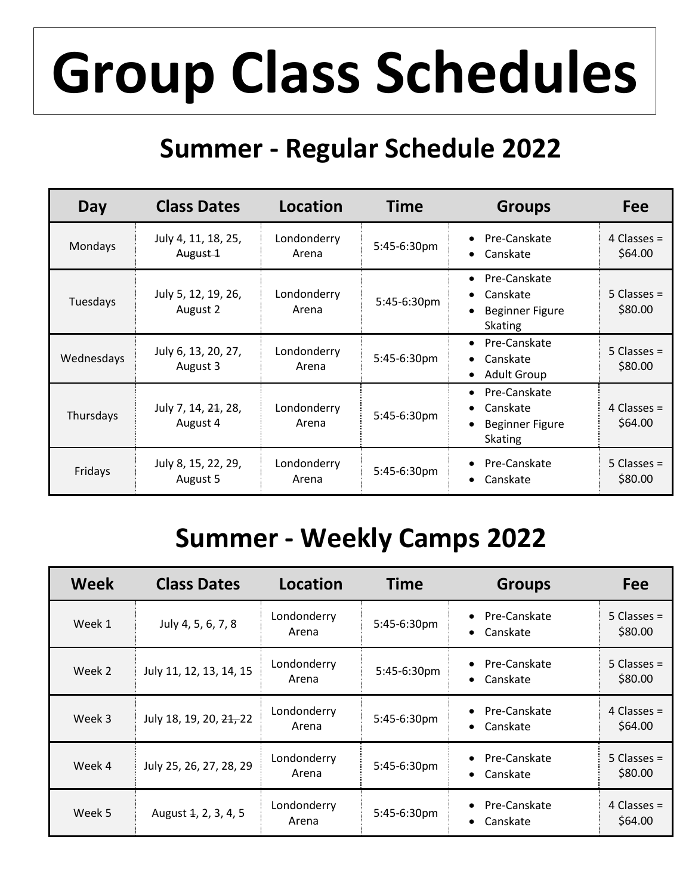# Group Class Schedules

## Summer - Regular Schedule 2022

| Day | Class Dates | Location | Time | Groups | Fee |
| --- | --- | --- | --- | --- | --- |
| Mondays | July 4, 11, 18, 25, ~~August 1~~ | Londonderry Arena | 5:45-6:30pm | • Pre-Canskate<br>• Canskate | 4 Classes = $64.00 |
| Tuesdays | July 5, 12, 19, 26, August 2 | Londonderry Arena | 5:45-6:30pm | • Pre-Canskate<br>• Canskate<br>• Beginner Figure Skating | 5 Classes = $80.00 |
| Wednesdays | July 6, 13, 20, 27, August 3 | Londonderry Arena | 5:45-6:30pm | • Pre-Canskate<br>• Canskate<br>• Adult Group | 5 Classes = $80.00 |
| Thursdays | July 7, 14, ~~21~~, 28, August 4 | Londonderry Arena | 5:45-6:30pm | • Pre-Canskate<br>• Canskate<br>• Beginner Figure Skating | 4 Classes = $64.00 |
| Fridays | July 8, 15, 22, 29, August 5 | Londonderry Arena | 5:45-6:30pm | • Pre-Canskate<br>• Canskate | 5 Classes = $80.00 |

## Summer - Weekly Camps 2022

| Week | Class Dates | Location | Time | Groups | Fee |
| --- | --- | --- | --- | --- | --- |
| Week 1 | July 4, 5, 6, 7, 8 | Londonderry Arena | 5:45-6:30pm | • Pre-Canskate<br>• Canskate | 5 Classes = $80.00 |
| Week 2 | July 11, 12, 13, 14, 15 | Londonderry Arena | 5:45-6:30pm | • Pre-Canskate<br>• Canskate | 5 Classes = $80.00 |
| Week 3 | July 18, 19, 20, ~~21,~~ 22 | Londonderry Arena | 5:45-6:30pm | • Pre-Canskate<br>• Canskate | 4 Classes = $64.00 |
| Week 4 | July 25, 26, 27, 28, 29 | Londonderry Arena | 5:45-6:30pm | • Pre-Canskate<br>• Canskate | 5 Classes = $80.00 |
| Week 5 | August ~~1~~, 2, 3, 4, 5 | Londonderry Arena | 5:45-6:30pm | • Pre-Canskate<br>• Canskate | 4 Classes = $64.00 |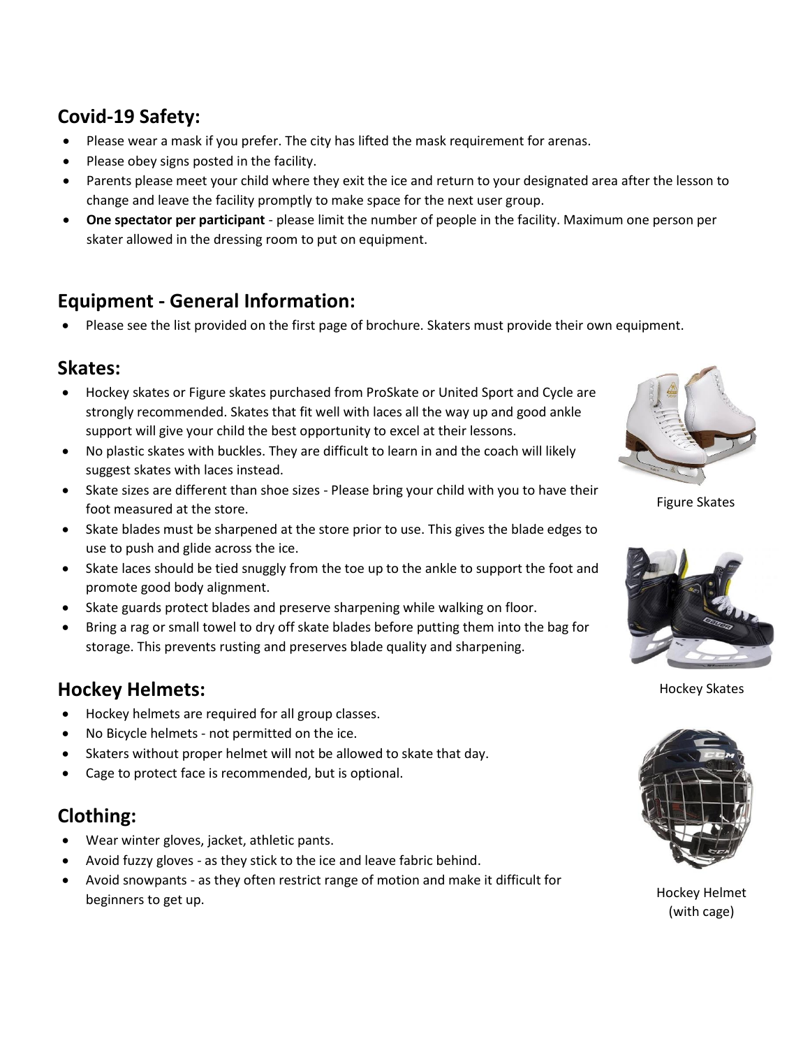## Covid-19 Safety:

- Please wear a mask if you prefer. The city has lifted the mask requirement for arenas.
- Please obey signs posted in the facility.
- Parents please meet your child where they exit the ice and return to your designated area after the lesson to change and leave the facility promptly to make space for the next user group.
- **One spectator per participant** - please limit the number of people in the facility. Maximum one person per skater allowed in the dressing room to put on equipment.

## Equipment - General Information:

- Please see the list provided on the first page of brochure. Skaters must provide their own equipment.

## Skates:

- Hockey skates or Figure skates purchased from ProSkate or United Sport and Cycle are strongly recommended. Skates that fit well with laces all the way up and good ankle support will give your child the best opportunity to excel at their lessons.
- No plastic skates with buckles. They are difficult to learn in and the coach will likely suggest skates with laces instead.
- Skate sizes are different than shoe sizes - Please bring your child with you to have their foot measured at the store.
- Skate blades must be sharpened at the store prior to use. This gives the blade edges to use to push and glide across the ice.
- Skate laces should be tied snuggly from the toe up to the ankle to support the foot and promote good body alignment.
- Skate guards protect blades and preserve sharpening while walking on floor.
- Bring a rag or small towel to dry off skate blades before putting them into the bag for storage. This prevents rusting and preserves blade quality and sharpening.

Figure Skates

Hockey Skates

## Hockey Helmets:

- Hockey helmets are required for all group classes.
- No Bicycle helmets - not permitted on the ice.
- Skaters without proper helmet will not be allowed to skate that day.
- Cage to protect face is recommended, but is optional.

Hockey Helmet (with cage)

## Clothing:

- Wear winter gloves, jacket, athletic pants.
- Avoid fuzzy gloves - as they stick to the ice and leave fabric behind.
- Avoid snowpants - as they often restrict range of motion and make it difficult for beginners to get up.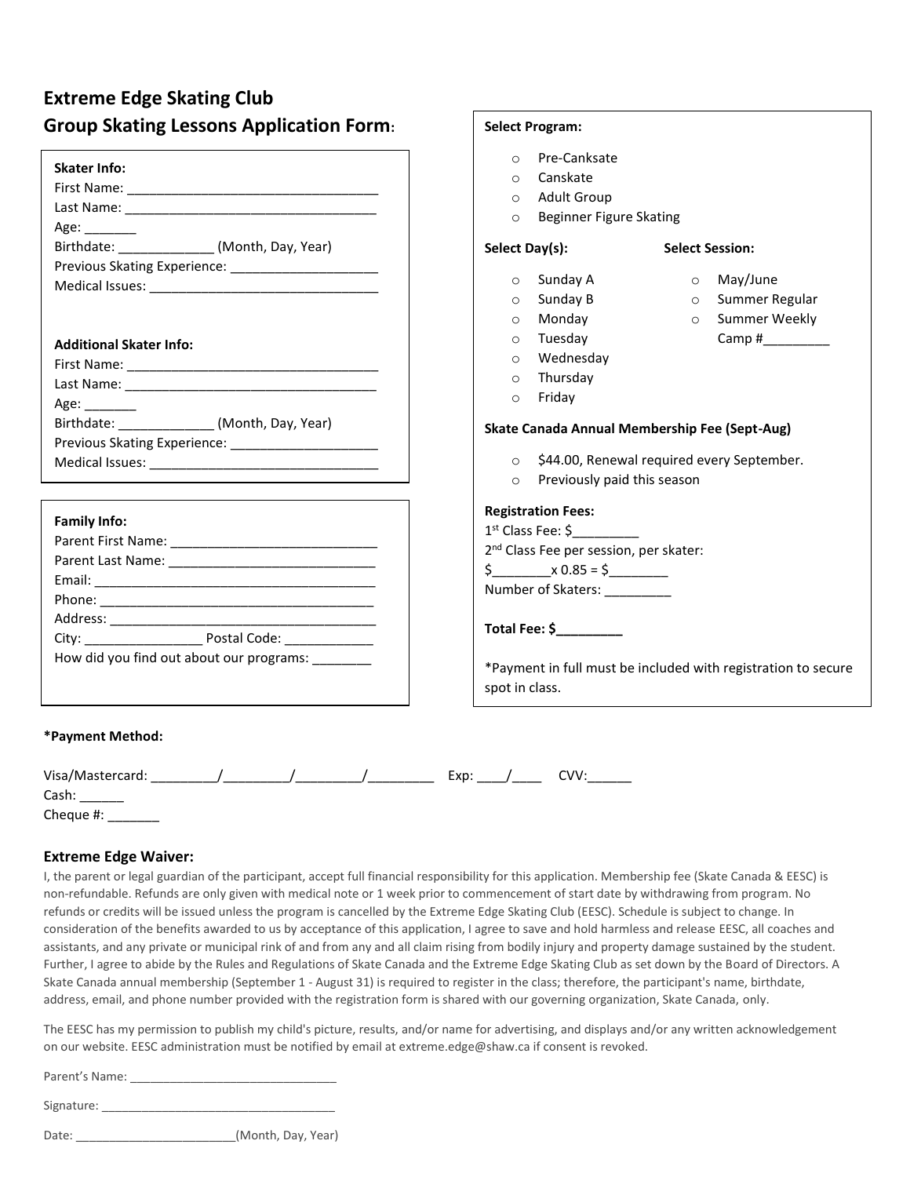# Extreme Edge Skating Club
## Group Skating Lessons Application Form:

**Skater Info:**

First Name: ___________________________________
Last Name: ___________________________________
Age: _______
Birthdate: _____________ (Month, Day, Year)
Previous Skating Experience: ____________________
Medical Issues: _______________________________

**Additional Skater Info:**

First Name: ___________________________________
Last Name: ___________________________________
Age: _______
Birthdate: _____________ (Month, Day, Year)
Previous Skating Experience: ____________________
Medical Issues: _______________________________

**Family Info:**

Parent First Name: _____________________________
Parent Last Name: _____________________________
Email: _______________________________________
Phone: ______________________________________
Address: _____________________________________
City: ________________ Postal Code: ____________
How did you find out about our programs: ________

**Select Program:**

- Pre-Canksate
- Canskate
- Adult Group
- Beginner Figure Skating

**Select Day(s):**

- Sunday A
- Sunday B
- Monday
- Tuesday
- Wednesday
- Thursday
- Friday

**Select Session:**

- May/June
- Summer Regular
- Summer Weekly Camp #_________

**Skate Canada Annual Membership Fee (Sept-Aug)**

- $44.00, Renewal required every September.
- Previously paid this season

**Registration Fees:**

1st Class Fee: $_________
2nd Class Fee per session, per skater:
$________x 0.85 = $________
Number of Skaters: _________

**Total Fee: $_________**

*Payment in full must be included with registration to secure spot in class.

**\*Payment Method:**

Visa/Mastercard: _________/_________/_________/_________ Exp: ____/____ CVV:______
Cash: ______
Cheque #: _______

### Extreme Edge Waiver:

I, the parent or legal guardian of the participant, accept full financial responsibility for this application. Membership fee (Skate Canada & EESC) is non-refundable. Refunds are only given with medical note or 1 week prior to commencement of start date by withdrawing from program. No refunds or credits will be issued unless the program is cancelled by the Extreme Edge Skating Club (EESC). Schedule is subject to change. In consideration of the benefits awarded to us by acceptance of this application, I agree to save and hold harmless and release EESC, all coaches and assistants, and any private or municipal rink of and from any and all claim rising from bodily injury and property damage sustained by the student. Further, I agree to abide by the Rules and Regulations of Skate Canada and the Extreme Edge Skating Club as set down by the Board of Directors. A Skate Canada annual membership (September 1 - August 31) is required to register in the class; therefore, the participant's name, birthdate, address, email, and phone number provided with the registration form is shared with our governing organization, Skate Canada, only.

The EESC has my permission to publish my child's picture, results, and/or name for advertising, and displays and/or any written acknowledgement on our website. EESC administration must be notified by email at extreme.edge@shaw.ca if consent is revoked.

Parent's Name: _______________________________

Signature: ___________________________________

Date: ________________________(Month, Day, Year)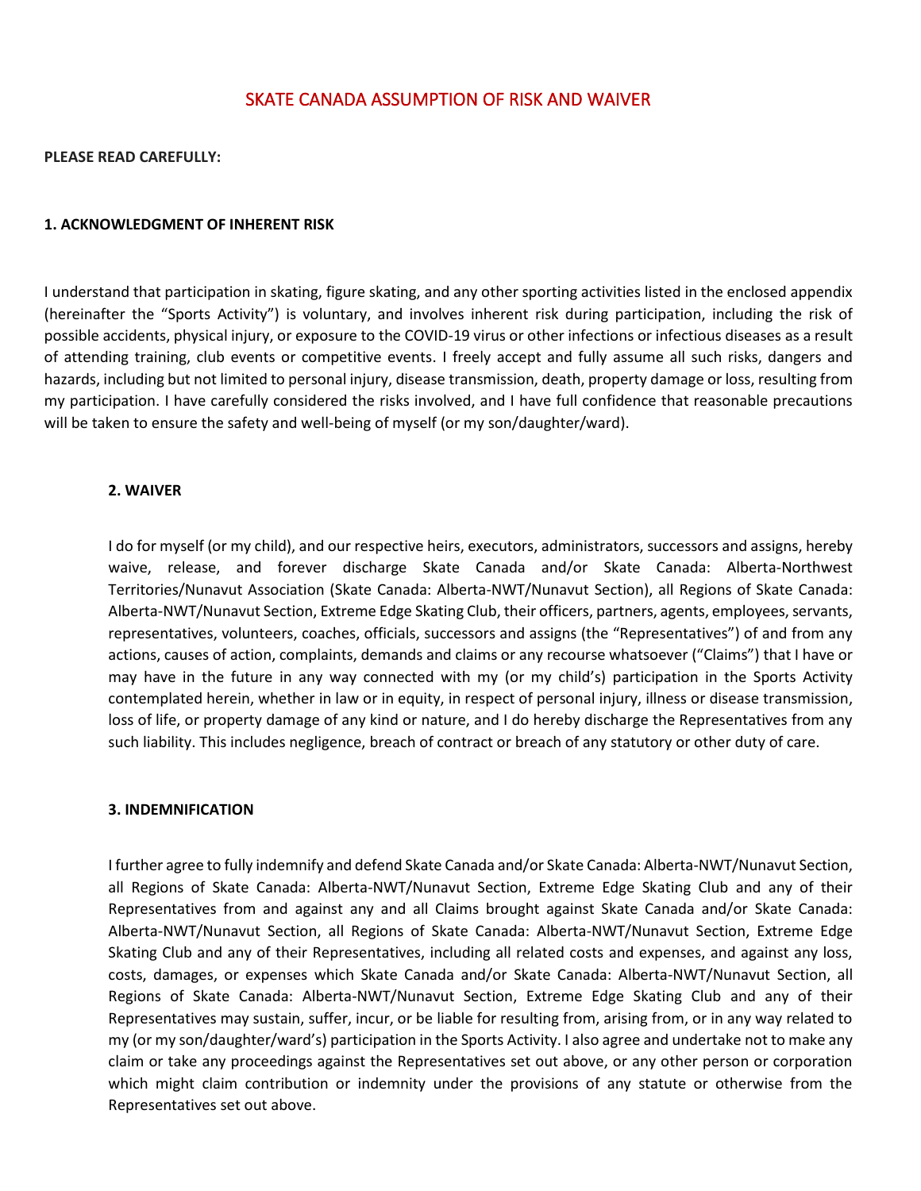# SKATE CANADA ASSUMPTION OF RISK AND WAIVER

**PLEASE READ CAREFULLY:**

**1. ACKNOWLEDGMENT OF INHERENT RISK**

I understand that participation in skating, figure skating, and any other sporting activities listed in the enclosed appendix (hereinafter the "Sports Activity") is voluntary, and involves inherent risk during participation, including the risk of possible accidents, physical injury, or exposure to the COVID-19 virus or other infections or infectious diseases as a result of attending training, club events or competitive events. I freely accept and fully assume all such risks, dangers and hazards, including but not limited to personal injury, disease transmission, death, property damage or loss, resulting from my participation. I have carefully considered the risks involved, and I have full confidence that reasonable precautions will be taken to ensure the safety and well-being of myself (or my son/daughter/ward).

**2. WAIVER**

I do for myself (or my child), and our respective heirs, executors, administrators, successors and assigns, hereby waive, release, and forever discharge Skate Canada and/or Skate Canada: Alberta-Northwest Territories/Nunavut Association (Skate Canada: Alberta-NWT/Nunavut Section), all Regions of Skate Canada: Alberta-NWT/Nunavut Section, Extreme Edge Skating Club, their officers, partners, agents, employees, servants, representatives, volunteers, coaches, officials, successors and assigns (the "Representatives") of and from any actions, causes of action, complaints, demands and claims or any recourse whatsoever ("Claims") that I have or may have in the future in any way connected with my (or my child's) participation in the Sports Activity contemplated herein, whether in law or in equity, in respect of personal injury, illness or disease transmission, loss of life, or property damage of any kind or nature, and I do hereby discharge the Representatives from any such liability. This includes negligence, breach of contract or breach of any statutory or other duty of care.

**3. INDEMNIFICATION**

I further agree to fully indemnify and defend Skate Canada and/or Skate Canada: Alberta-NWT/Nunavut Section, all Regions of Skate Canada: Alberta-NWT/Nunavut Section, Extreme Edge Skating Club and any of their Representatives from and against any and all Claims brought against Skate Canada and/or Skate Canada: Alberta-NWT/Nunavut Section, all Regions of Skate Canada: Alberta-NWT/Nunavut Section, Extreme Edge Skating Club and any of their Representatives, including all related costs and expenses, and against any loss, costs, damages, or expenses which Skate Canada and/or Skate Canada: Alberta-NWT/Nunavut Section, all Regions of Skate Canada: Alberta-NWT/Nunavut Section, Extreme Edge Skating Club and any of their Representatives may sustain, suffer, incur, or be liable for resulting from, arising from, or in any way related to my (or my son/daughter/ward's) participation in the Sports Activity. I also agree and undertake not to make any claim or take any proceedings against the Representatives set out above, or any other person or corporation which might claim contribution or indemnity under the provisions of any statute or otherwise from the Representatives set out above.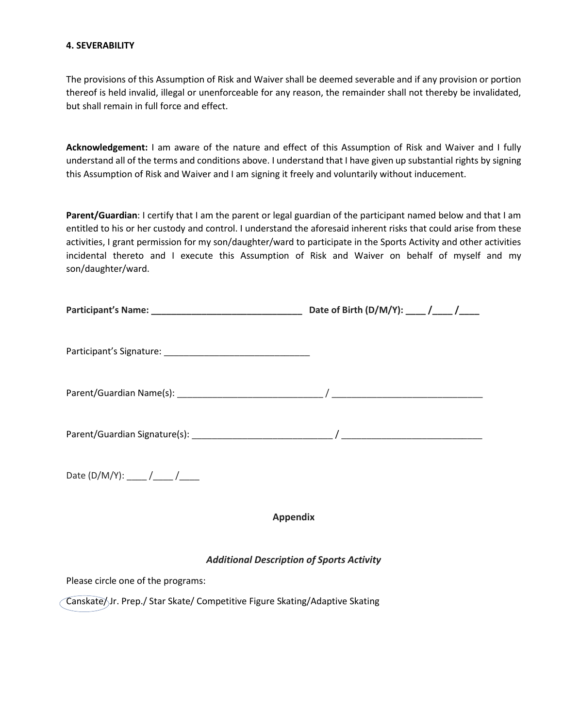**4. SEVERABILITY**

The provisions of this Assumption of Risk and Waiver shall be deemed severable and if any provision or portion thereof is held invalid, illegal or unenforceable for any reason, the remainder shall not thereby be invalidated, but shall remain in full force and effect.

**Acknowledgement:** I am aware of the nature and effect of this Assumption of Risk and Waiver and I fully understand all of the terms and conditions above. I understand that I have given up substantial rights by signing this Assumption of Risk and Waiver and I am signing it freely and voluntarily without inducement.

**Parent/Guardian**: I certify that I am the parent or legal guardian of the participant named below and that I am entitled to his or her custody and control. I understand the aforesaid inherent risks that could arise from these activities, I grant permission for my son/daughter/ward to participate in the Sports Activity and other activities incidental thereto and I execute this Assumption of Risk and Waiver on behalf of myself and my son/daughter/ward.

**Participant's Name: ______________________________ Date of Birth (D/M/Y): ____ /____ /____**

Participant's Signature: _____________________________

Parent/Guardian Name(s): _____________________________ / ______________________________

Parent/Guardian Signature(s): ___________________________ / ____________________________

Date (D/M/Y): ____ /____ /____

**Appendix**

***Additional Description of Sports Activity***

Please circle one of the programs:

Canskate/ Jr. Prep./ Star Skate/ Competitive Figure Skating/Adaptive Skating